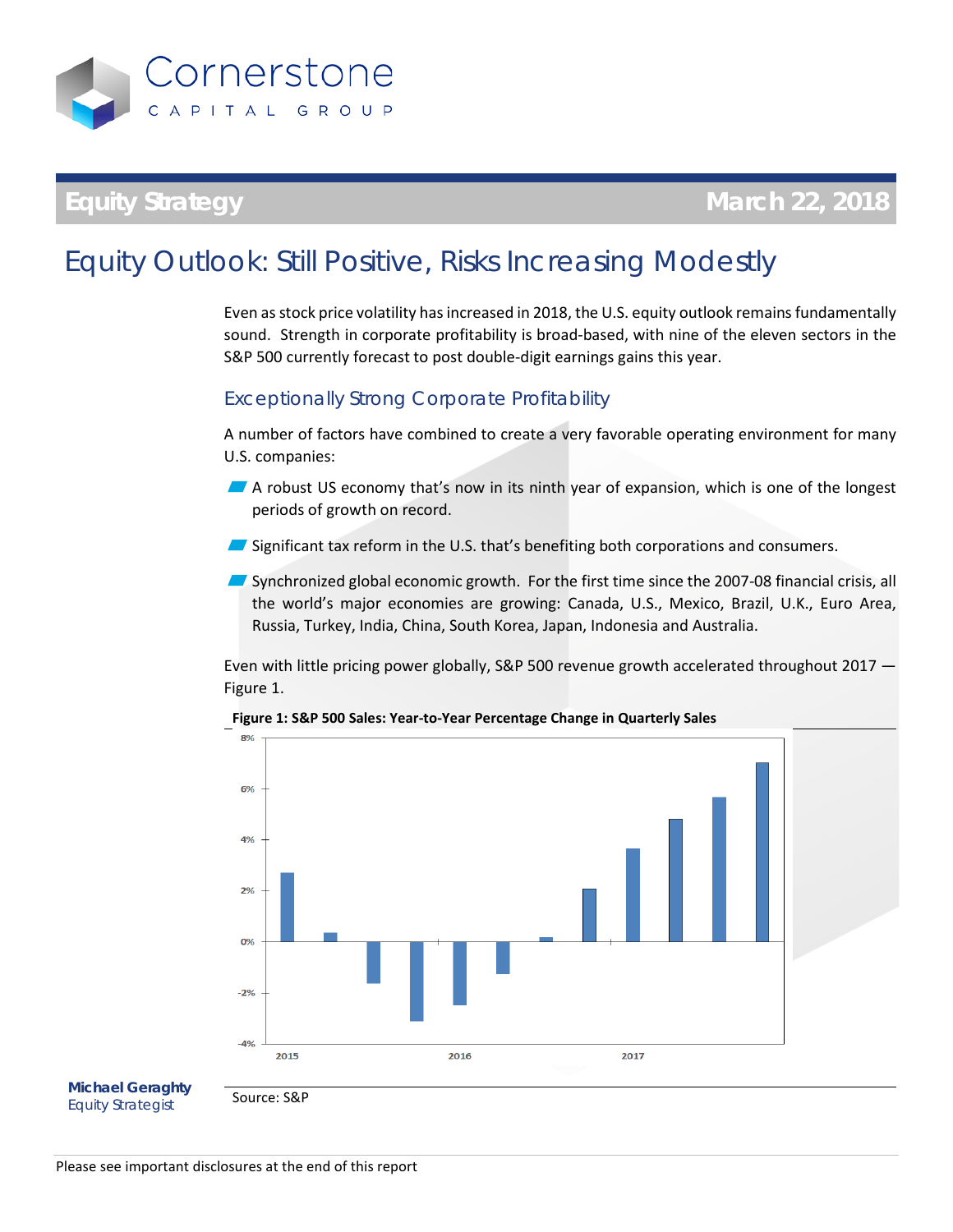Cornerstone
CAPITAL GROUP

**Equity Strategy** **March 22, 2018**

# Equity Outlook: Still Positive, Risks Increasing Modestly

Even as stock price volatility has increased in 2018, the U.S. equity outlook remains fundamentally sound. Strength in corporate profitability is broad-based, with nine of the eleven sectors in the S&P 500 currently forecast to post double-digit earnings gains this year.

## Exceptionally Strong Corporate Profitability

A number of factors have combined to create a very favorable operating environment for many U.S. companies:

- A robust US economy that's now in its ninth year of expansion, which is one of the longest periods of growth on record.
- Significant tax reform in the U.S. that's benefiting both corporations and consumers.
- Synchronized global economic growth. For the first time since the 2007-08 financial crisis, all the world's major economies are growing: Canada, U.S., Mexico, Brazil, U.K., Euro Area, Russia, Turkey, India, China, South Korea, Japan, Indonesia and Australia.

Even with little pricing power globally, S&P 500 revenue growth accelerated throughout 2017 — Figure 1.

**Figure 1: S&P 500 Sales: Year-to-Year Percentage Change in Quarterly Sales**

8%
6%
4%
2%
0%
-2%
-4%
2015
2016
2017

Source: S&P

**Michael Geraghty**
Equity Strategist

Please see important disclosures at the end of this report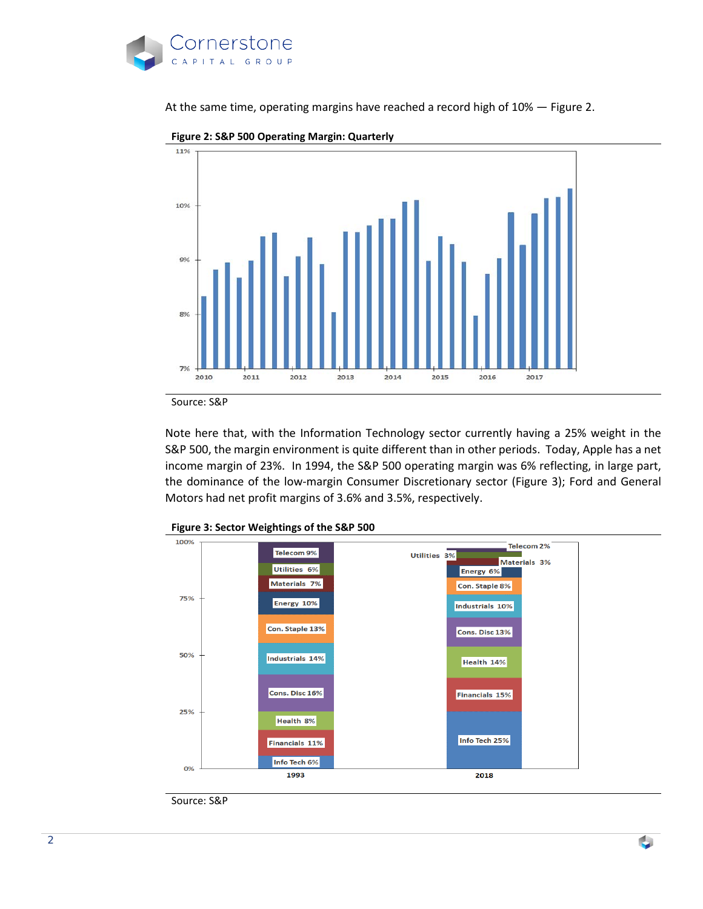At the same time, operating margins have reached a record high of 10% — Figure 2.

**Figure 2: S&P 500 Operating Margin: Quarterly**

11%
10%
9%
8%
7%
2010 2011 2012 2013 2014 2015 2016 2017

Source: S&P

Note here that, with the Information Technology sector currently having a 25% weight in the S&P 500, the margin environment is quite different than in other periods. Today, Apple has a net income margin of 23%. In 1994, the S&P 500 operating margin was 6% reflecting, in large part, the dominance of the low-margin Consumer Discretionary sector (Figure 3); Ford and General Motors had net profit margins of 3.6% and 3.5%, respectively.

**Figure 3: Sector Weightings of the S&P 500**

100%
75%
50%
25%
0%

1993: Telecom 9%, Utilities 6%, Materials 7%, Energy 10%, Con. Staple 13%, Industrials 14%, Cons. Disc 16%, Health 8%, Financials 11%, Info Tech 6%

2018: Telecom 2%, Utilities 3%, Materials 3%, Energy 6%, Con. Staple 8%, Industrials 10%, Cons. Disc 13%, Health 14%, Financials 15%, Info Tech 25%

Source: S&P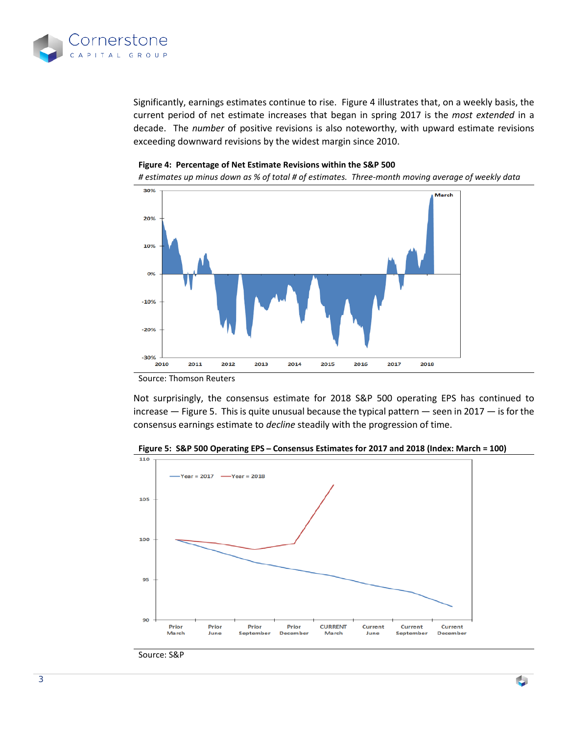Significantly, earnings estimates continue to rise. Figure 4 illustrates that, on a weekly basis, the current period of net estimate increases that began in spring 2017 is the *most extended* in a decade. The *number* of positive revisions is also noteworthy, with upward estimate revisions exceeding downward revisions by the widest margin since 2010.

**Figure 4: Percentage of Net Estimate Revisions within the S&P 500**

*# estimates up minus down as % of total # of estimates. Three-month moving average of weekly data*

30%
20%
10%
0%
-10%
-20%
-30%
2010 2011 2012 2013 2014 2015 2016 2017 2018
March

Source: Thomson Reuters

Not surprisingly, the consensus estimate for 2018 S&P 500 operating EPS has continued to increase — Figure 5. This is quite unusual because the typical pattern — seen in 2017 — is for the consensus earnings estimate to *decline* steadily with the progression of time.

**Figure 5: S&P 500 Operating EPS – Consensus Estimates for 2017 and 2018 (Index: March = 100)**

110
105
100
95
90
Year = 2017
Year = 2018
Prior March, Prior June, Prior September, Prior December, CURRENT March, Current June, Current September, Current December

Source: S&P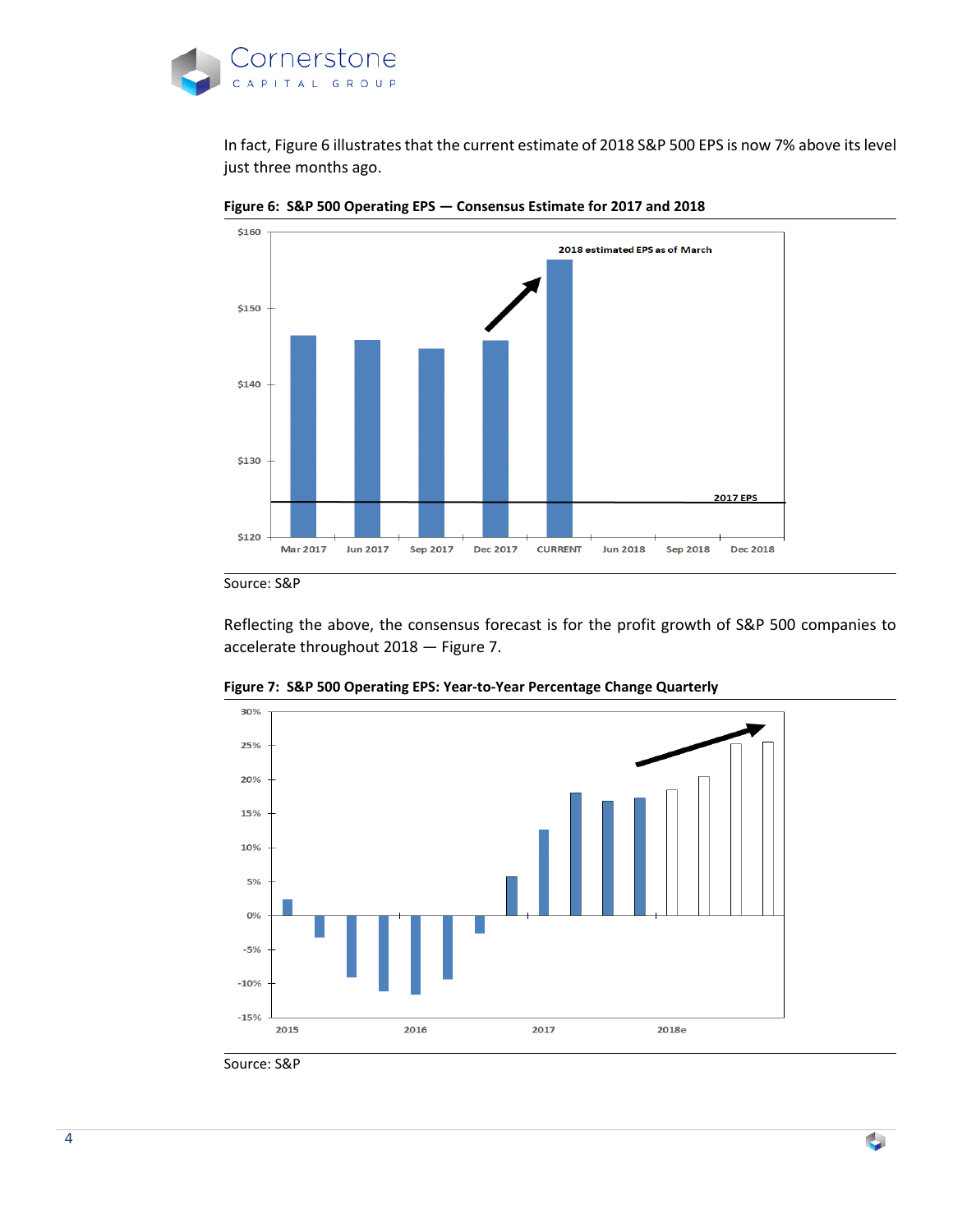In fact, Figure 6 illustrates that the current estimate of 2018 S&P 500 EPS is now 7% above its level just three months ago.

**Figure 6: S&P 500 Operating EPS — Consensus Estimate for 2017 and 2018**

$160
$150
$140
$130
$120

2018 estimated EPS as of March

2017 EPS

Mar 2017
Jun 2017
Sep 2017
Dec 2017
CURRENT
Jun 2018
Sep 2018
Dec 2018

Source: S&P

Reflecting the above, the consensus forecast is for the profit growth of S&P 500 companies to accelerate throughout 2018 — Figure 7.

**Figure 7: S&P 500 Operating EPS: Year-to-Year Percentage Change Quarterly**

30%
25%
20%
15%
10%
5%
0%
-5%
-10%
-15%

2015
2016
2017
2018e

Source: S&P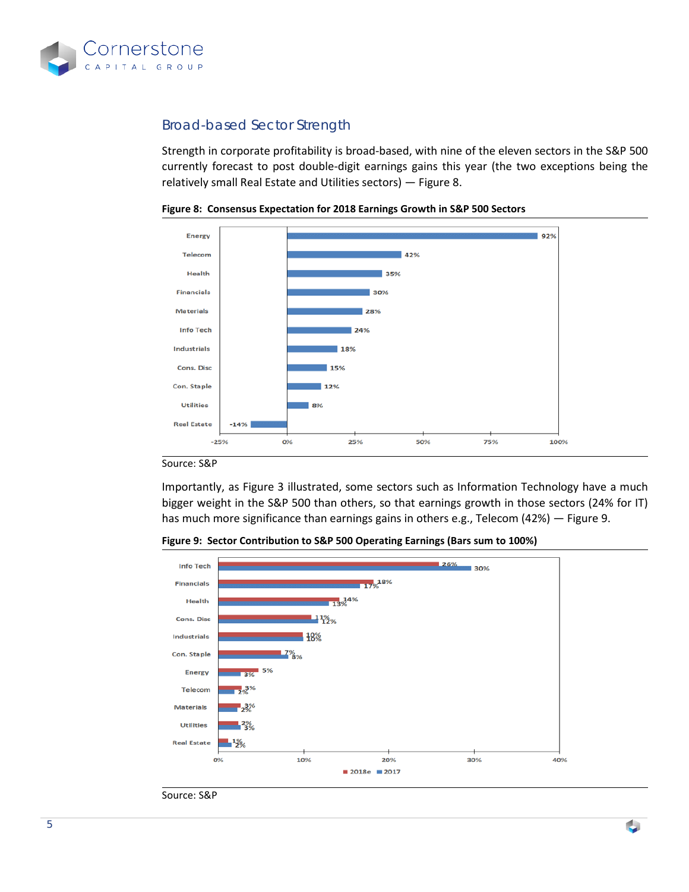## Broad-based Sector Strength

Strength in corporate profitability is broad-based, with nine of the eleven sectors in the S&P 500 currently forecast to post double-digit earnings gains this year (the two exceptions being the relatively small Real Estate and Utilities sectors) — Figure 8.

**Figure 8: Consensus Expectation for 2018 Earnings Growth in S&P 500 Sectors**

Energy 92%
Telecom 42%
Health 35%
Financials 30%
Materials 28%
Info Tech 24%
Industrials 18%
Cons. Disc 15%
Con. Staple 12%
Utilities 8%
Real Estate -14%

-25% 0% 25% 50% 75% 100%

Source: S&P

Importantly, as Figure 3 illustrated, some sectors such as Information Technology have a much bigger weight in the S&P 500 than others, so that earnings growth in those sectors (24% for IT) has much more significance than earnings gains in others e.g., Telecom (42%) — Figure 9.

**Figure 9: Sector Contribution to S&P 500 Operating Earnings (Bars sum to 100%)**

Info Tech 26% 30%
Financials 18% 17%
Health 14% 13%
Cons. Disc 11% 12%
Industrials 10% 10%
Con. Staple 7% 8%
Energy 5% 3%
Telecom 3% 2%
Materials 3% 2%
Utilities 2% 3%
Real Estate 1% 2%

0% 10% 20% 30% 40%

2018e 2017

Source: S&P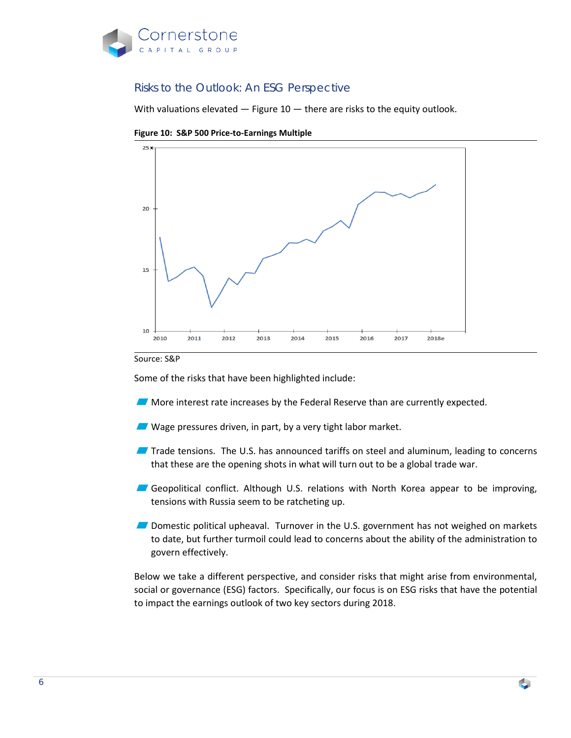## Risks to the Outlook: An ESG Perspective

With valuations elevated — Figure 10 — there are risks to the equity outlook.

**Figure 10: S&P 500 Price-to-Earnings Multiple**

25x
20
15
10
2010 2011 2012 2013 2014 2015 2016 2017 2018e

Source: S&P

Some of the risks that have been highlighted include:

- More interest rate increases by the Federal Reserve than are currently expected.
- Wage pressures driven, in part, by a very tight labor market.
- Trade tensions. The U.S. has announced tariffs on steel and aluminum, leading to concerns that these are the opening shots in what will turn out to be a global trade war.
- Geopolitical conflict. Although U.S. relations with North Korea appear to be improving, tensions with Russia seem to be ratcheting up.
- Domestic political upheaval. Turnover in the U.S. government has not weighed on markets to date, but further turmoil could lead to concerns about the ability of the administration to govern effectively.

Below we take a different perspective, and consider risks that might arise from environmental, social or governance (ESG) factors. Specifically, our focus is on ESG risks that have the potential to impact the earnings outlook of two key sectors during 2018.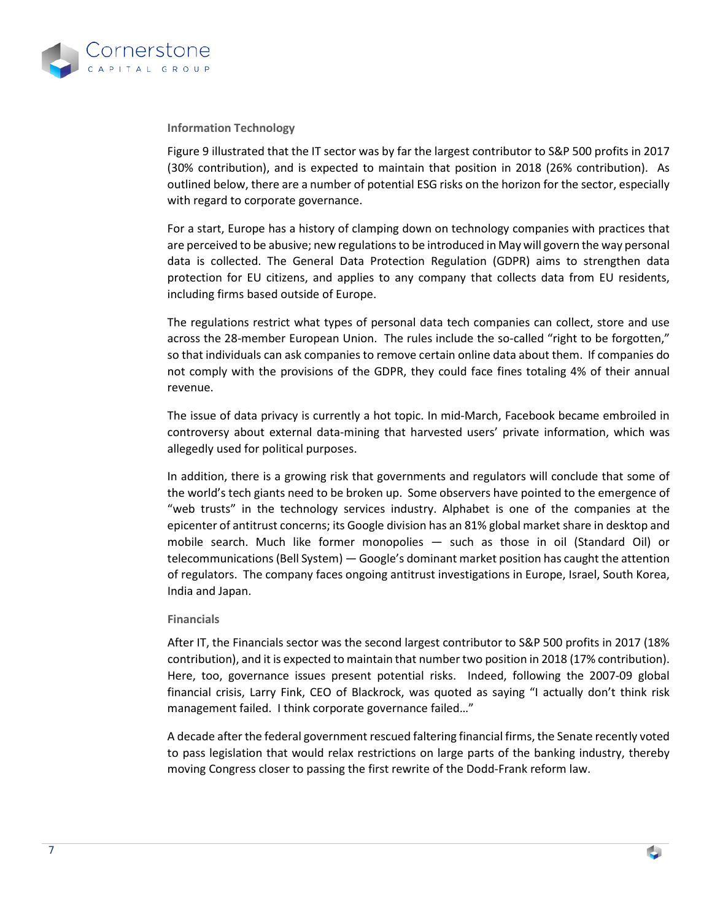### Information Technology

Figure 9 illustrated that the IT sector was by far the largest contributor to S&P 500 profits in 2017 (30% contribution), and is expected to maintain that position in 2018 (26% contribution). As outlined below, there are a number of potential ESG risks on the horizon for the sector, especially with regard to corporate governance.

For a start, Europe has a history of clamping down on technology companies with practices that are perceived to be abusive; new regulations to be introduced in May will govern the way personal data is collected. The General Data Protection Regulation (GDPR) aims to strengthen data protection for EU citizens, and applies to any company that collects data from EU residents, including firms based outside of Europe.

The regulations restrict what types of personal data tech companies can collect, store and use across the 28-member European Union. The rules include the so-called "right to be forgotten," so that individuals can ask companies to remove certain online data about them. If companies do not comply with the provisions of the GDPR, they could face fines totaling 4% of their annual revenue.

The issue of data privacy is currently a hot topic. In mid-March, Facebook became embroiled in controversy about external data-mining that harvested users' private information, which was allegedly used for political purposes.

In addition, there is a growing risk that governments and regulators will conclude that some of the world's tech giants need to be broken up. Some observers have pointed to the emergence of "web trusts" in the technology services industry. Alphabet is one of the companies at the epicenter of antitrust concerns; its Google division has an 81% global market share in desktop and mobile search. Much like former monopolies — such as those in oil (Standard Oil) or telecommunications (Bell System) — Google's dominant market position has caught the attention of regulators. The company faces ongoing antitrust investigations in Europe, Israel, South Korea, India and Japan.

### Financials

After IT, the Financials sector was the second largest contributor to S&P 500 profits in 2017 (18% contribution), and it is expected to maintain that number two position in 2018 (17% contribution). Here, too, governance issues present potential risks. Indeed, following the 2007-09 global financial crisis, Larry Fink, CEO of Blackrock, was quoted as saying "I actually don't think risk management failed. I think corporate governance failed…"

A decade after the federal government rescued faltering financial firms, the Senate recently voted to pass legislation that would relax restrictions on large parts of the banking industry, thereby moving Congress closer to passing the first rewrite of the Dodd-Frank reform law.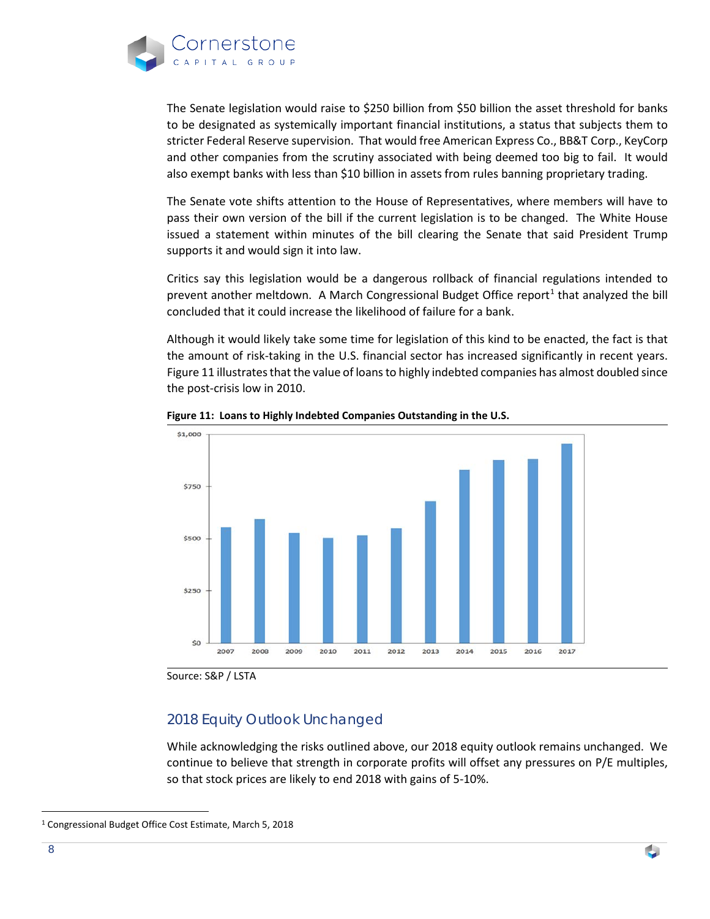The Senate legislation would raise to $250 billion from $50 billion the asset threshold for banks to be designated as systemically important financial institutions, a status that subjects them to stricter Federal Reserve supervision. That would free American Express Co., BB&T Corp., KeyCorp and other companies from the scrutiny associated with being deemed too big to fail. It would also exempt banks with less than $10 billion in assets from rules banning proprietary trading.

The Senate vote shifts attention to the House of Representatives, where members will have to pass their own version of the bill if the current legislation is to be changed. The White House issued a statement within minutes of the bill clearing the Senate that said President Trump supports it and would sign it into law.

Critics say this legislation would be a dangerous rollback of financial regulations intended to prevent another meltdown. A March Congressional Budget Office report[1] that analyzed the bill concluded that it could increase the likelihood of failure for a bank.

Although it would likely take some time for legislation of this kind to be enacted, the fact is that the amount of risk-taking in the U.S. financial sector has increased significantly in recent years. Figure 11 illustrates that the value of loans to highly indebted companies has almost doubled since the post-crisis low in 2010.

**Figure 11: Loans to Highly Indebted Companies Outstanding in the U.S.**

$1,000
$750
$500
$250
$0

2007 2008 2009 2010 2011 2012 2013 2014 2015 2016 2017

Source: S&P / LSTA

## 2018 Equity Outlook Unchanged

While acknowledging the risks outlined above, our 2018 equity outlook remains unchanged. We continue to believe that strength in corporate profits will offset any pressures on P/E multiples, so that stock prices are likely to end 2018 with gains of 5-10%.

[1] Congressional Budget Office Cost Estimate, March 5, 2018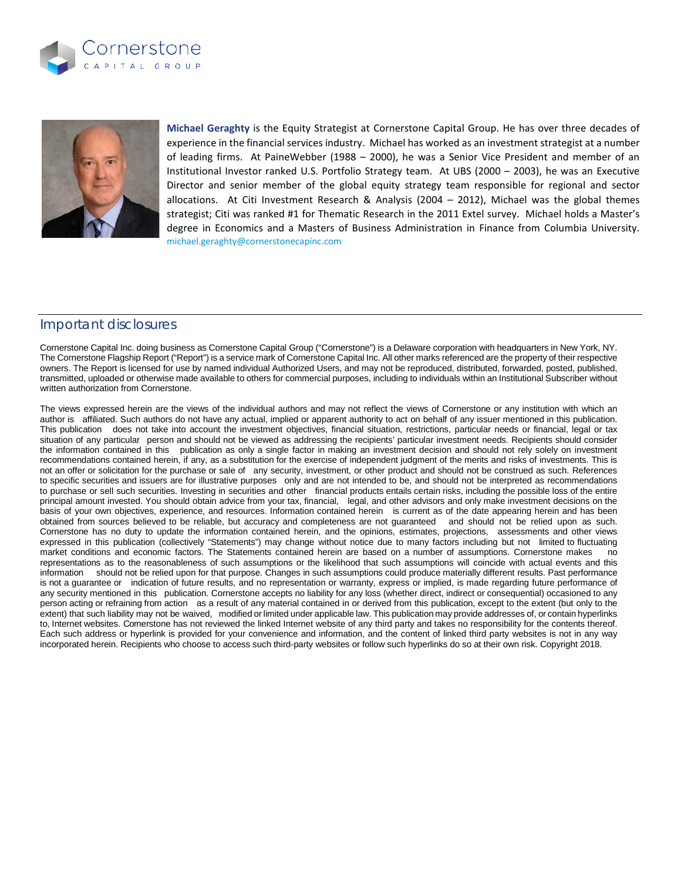**Michael Geraghty** is the Equity Strategist at Cornerstone Capital Group. He has over three decades of experience in the financial services industry. Michael has worked as an investment strategist at a number of leading firms. At PaineWebber (1988 – 2000), he was a Senior Vice President and member of an Institutional Investor ranked U.S. Portfolio Strategy team. At UBS (2000 – 2003), he was an Executive Director and senior member of the global equity strategy team responsible for regional and sector allocations. At Citi Investment Research & Analysis (2004 – 2012), Michael was the global themes strategist; Citi was ranked #1 for Thematic Research in the 2011 Extel survey. Michael holds a Master's degree in Economics and a Masters of Business Administration in Finance from Columbia University. michael.geraghty@cornerstonecapinc.com

## Important disclosures

Cornerstone Capital Inc. doing business as Cornerstone Capital Group ("Cornerstone") is a Delaware corporation with headquarters in New York, NY. The Cornerstone Flagship Report ("Report") is a service mark of Cornerstone Capital Inc. All other marks referenced are the property of their respective owners. The Report is licensed for use by named individual Authorized Users, and may not be reproduced, distributed, forwarded, posted, published, transmitted, uploaded or otherwise made available to others for commercial purposes, including to individuals within an Institutional Subscriber without written authorization from Cornerstone.

The views expressed herein are the views of the individual authors and may not reflect the views of Cornerstone or any institution with which an author is affiliated. Such authors do not have any actual, implied or apparent authority to act on behalf of any issuer mentioned in this publication. This publication does not take into account the investment objectives, financial situation, restrictions, particular needs or financial, legal or tax situation of any particular person and should not be viewed as addressing the recipients' particular investment needs. Recipients should consider the information contained in this publication as only a single factor in making an investment decision and should not rely solely on investment recommendations contained herein, if any, as a substitution for the exercise of independent judgment of the merits and risks of investments. This is not an offer or solicitation for the purchase or sale of any security, investment, or other product and should not be construed as such. References to specific securities and issuers are for illustrative purposes only and are not intended to be, and should not be interpreted as recommendations to purchase or sell such securities. Investing in securities and other financial products entails certain risks, including the possible loss of the entire principal amount invested. You should obtain advice from your tax, financial, legal, and other advisors and only make investment decisions on the basis of your own objectives, experience, and resources. Information contained herein is current as of the date appearing herein and has been obtained from sources believed to be reliable, but accuracy and completeness are not guaranteed and should not be relied upon as such. Cornerstone has no duty to update the information contained herein, and the opinions, estimates, projections, assessments and other views expressed in this publication (collectively "Statements") may change without notice due to many factors including but not limited to fluctuating market conditions and economic factors. The Statements contained herein are based on a number of assumptions. Cornerstone makes no representations as to the reasonableness of such assumptions or the likelihood that such assumptions will coincide with actual events and this information should not be relied upon for that purpose. Changes in such assumptions could produce materially different results. Past performance is not a guarantee or indication of future results, and no representation or warranty, express or implied, is made regarding future performance of any security mentioned in this publication. Cornerstone accepts no liability for any loss (whether direct, indirect or consequential) occasioned to any person acting or refraining from action as a result of any material contained in or derived from this publication, except to the extent (but only to the extent) that such liability may not be waived, modified or limited under applicable law. This publication may provide addresses of, or contain hyperlinks to, Internet websites. Cornerstone has not reviewed the linked Internet website of any third party and takes no responsibility for the contents thereof. Each such address or hyperlink is provided for your convenience and information, and the content of linked third party websites is not in any way incorporated herein. Recipients who choose to access such third-party websites or follow such hyperlinks do so at their own risk. Copyright 2018.